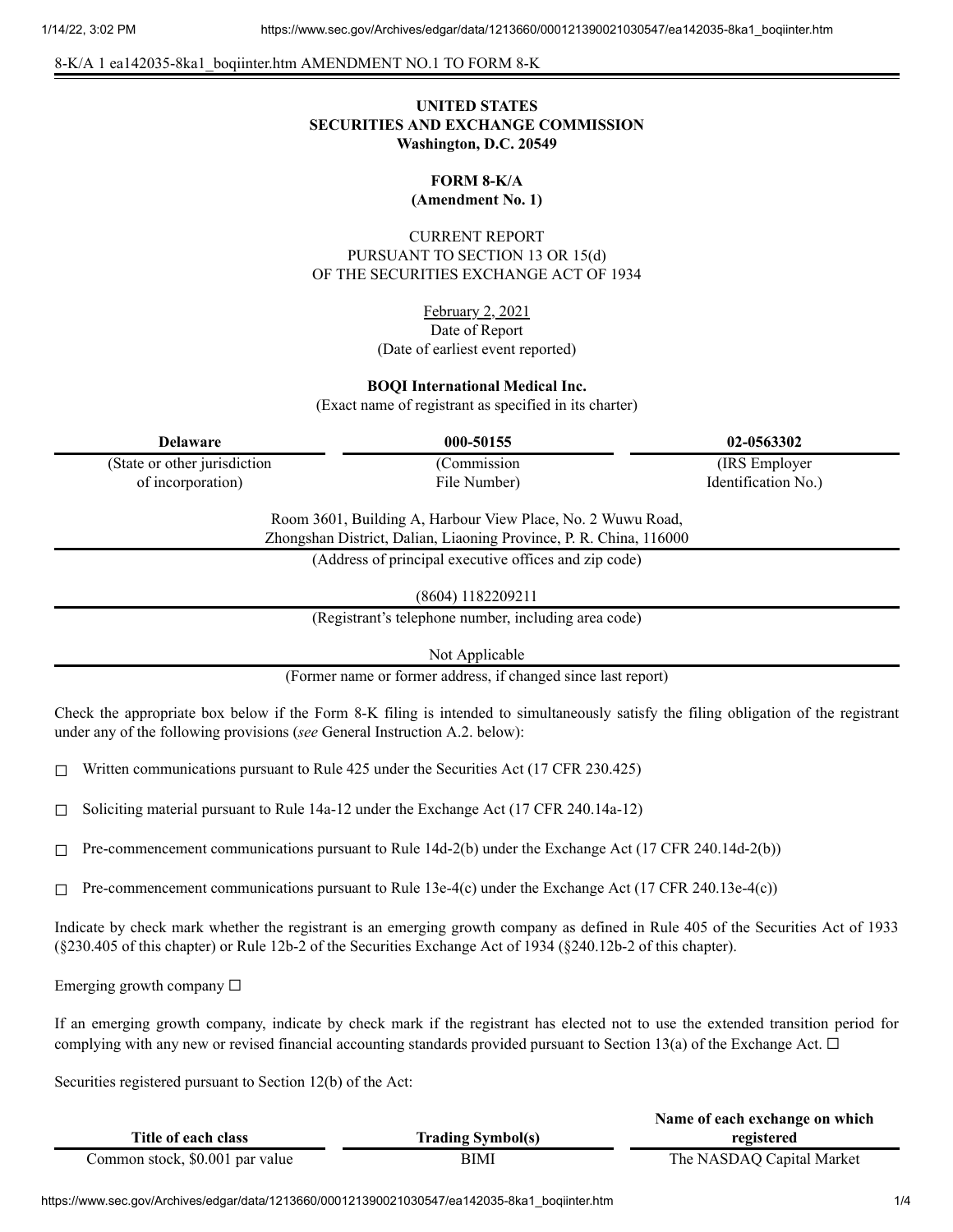8-K/A 1 ea142035-8ka1_boqiinter.htm AMENDMENT NO.1 TO FORM 8-K

**UNITED STATES**
**SECURITIES AND EXCHANGE COMMISSION**
**Washington, D.C. 20549**

**FORM 8-K/A**
**(Amendment No. 1)**

CURRENT REPORT
PURSUANT TO SECTION 13 OR 15(d)
OF THE SECURITIES EXCHANGE ACT OF 1934

February 2, 2021
Date of Report
(Date of earliest event reported)

**BOQI International Medical Inc.**
(Exact name of registrant as specified in its charter)

| **Delaware** | **000-50155** | **02-0563302** |
|---|---|---|
| (State or other jurisdiction of incorporation) | (Commission File Number) | (IRS Employer Identification No.) |

Room 3601, Building A, Harbour View Place, No. 2 Wuwu Road,
Zhongshan District, Dalian, Liaoning Province, P. R. China, 116000
(Address of principal executive offices and zip code)

(8604) 1182209211
(Registrant's telephone number, including area code)

Not Applicable
(Former name or former address, if changed since last report)

Check the appropriate box below if the Form 8-K filing is intended to simultaneously satisfy the filing obligation of the registrant under any of the following provisions (*see* General Instruction A.2. below):

☐ Written communications pursuant to Rule 425 under the Securities Act (17 CFR 230.425)

☐ Soliciting material pursuant to Rule 14a-12 under the Exchange Act (17 CFR 240.14a-12)

☐ Pre-commencement communications pursuant to Rule 14d-2(b) under the Exchange Act (17 CFR 240.14d-2(b))

☐ Pre-commencement communications pursuant to Rule 13e-4(c) under the Exchange Act (17 CFR 240.13e-4(c))

Indicate by check mark whether the registrant is an emerging growth company as defined in Rule 405 of the Securities Act of 1933 (§230.405 of this chapter) or Rule 12b-2 of the Securities Exchange Act of 1934 (§240.12b-2 of this chapter).

Emerging growth company ☐

If an emerging growth company, indicate by check mark if the registrant has elected not to use the extended transition period for complying with any new or revised financial accounting standards provided pursuant to Section 13(a) of the Exchange Act. ☐

Securities registered pursuant to Section 12(b) of the Act:

| **Title of each class** | **Trading Symbol(s)** | **Name of each exchange on which registered** |
|---|---|---|
| Common stock, $0.001 par value | BIMI | The NASDAQ Capital Market |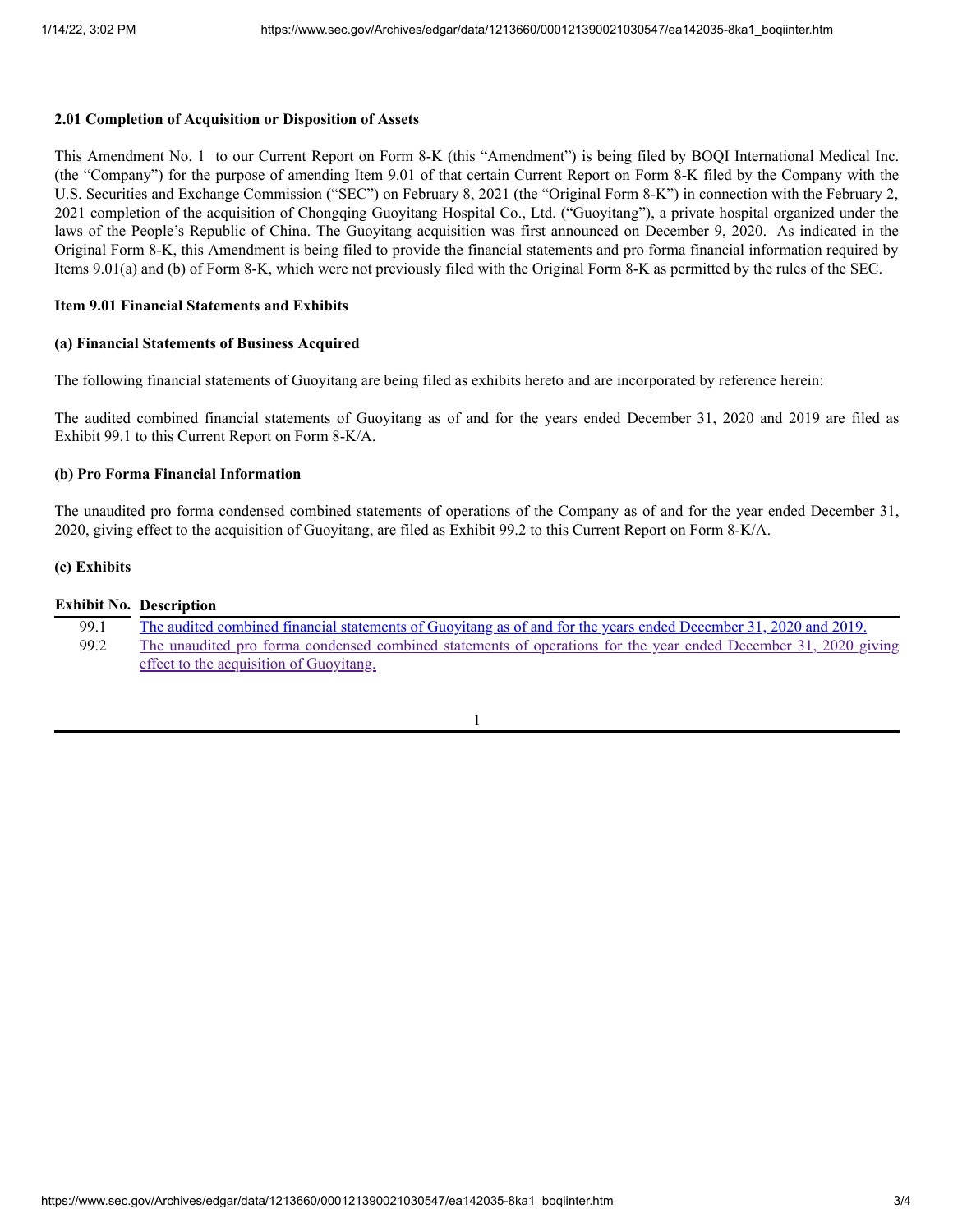**2.01 Completion of Acquisition or Disposition of Assets**

This Amendment No. 1 to our Current Report on Form 8-K (this "Amendment") is being filed by BOQI International Medical Inc. (the "Company") for the purpose of amending Item 9.01 of that certain Current Report on Form 8-K filed by the Company with the U.S. Securities and Exchange Commission ("SEC") on February 8, 2021 (the "Original Form 8-K") in connection with the February 2, 2021 completion of the acquisition of Chongqing Guoyitang Hospital Co., Ltd. ("Guoyitang"), a private hospital organized under the laws of the People's Republic of China. The Guoyitang acquisition was first announced on December 9, 2020. As indicated in the Original Form 8-K, this Amendment is being filed to provide the financial statements and pro forma financial information required by Items 9.01(a) and (b) of Form 8-K, which were not previously filed with the Original Form 8-K as permitted by the rules of the SEC.

**Item 9.01 Financial Statements and Exhibits**

**(a) Financial Statements of Business Acquired**

The following financial statements of Guoyitang are being filed as exhibits hereto and are incorporated by reference herein:

The audited combined financial statements of Guoyitang as of and for the years ended December 31, 2020 and 2019 are filed as Exhibit 99.1 to this Current Report on Form 8-K/A.

**(b) Pro Forma Financial Information**

The unaudited pro forma condensed combined statements of operations of the Company as of and for the year ended December 31, 2020, giving effect to the acquisition of Guoyitang, are filed as Exhibit 99.2 to this Current Report on Form 8-K/A.

**(c) Exhibits**

| Exhibit No. | Description |
|---|---|
| 99.1 | The audited combined financial statements of Guoyitang as of and for the years ended December 31, 2020 and 2019. |
| 99.2 | The unaudited pro forma condensed combined statements of operations for the year ended December 31, 2020 giving effect to the acquisition of Guoyitang. |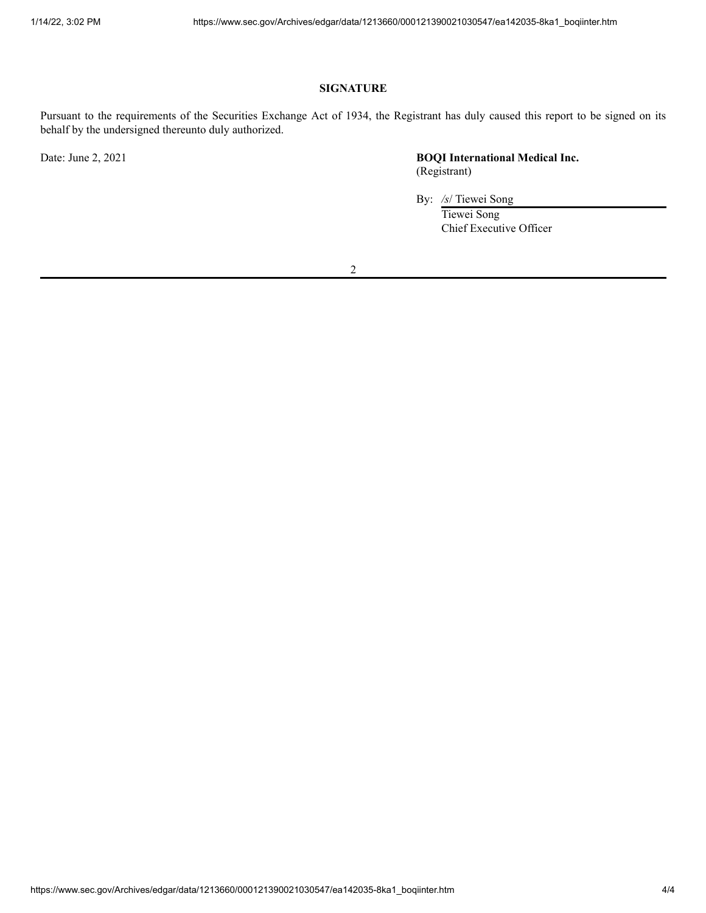**SIGNATURE**

Pursuant to the requirements of the Securities Exchange Act of 1934, the Registrant has duly caused this report to be signed on its behalf by the undersigned thereunto duly authorized.

Date: June 2, 2021

**BOQI International Medical Inc.**
(Registrant)

By: */s/* Tiewei Song
Tiewei Song
Chief Executive Officer